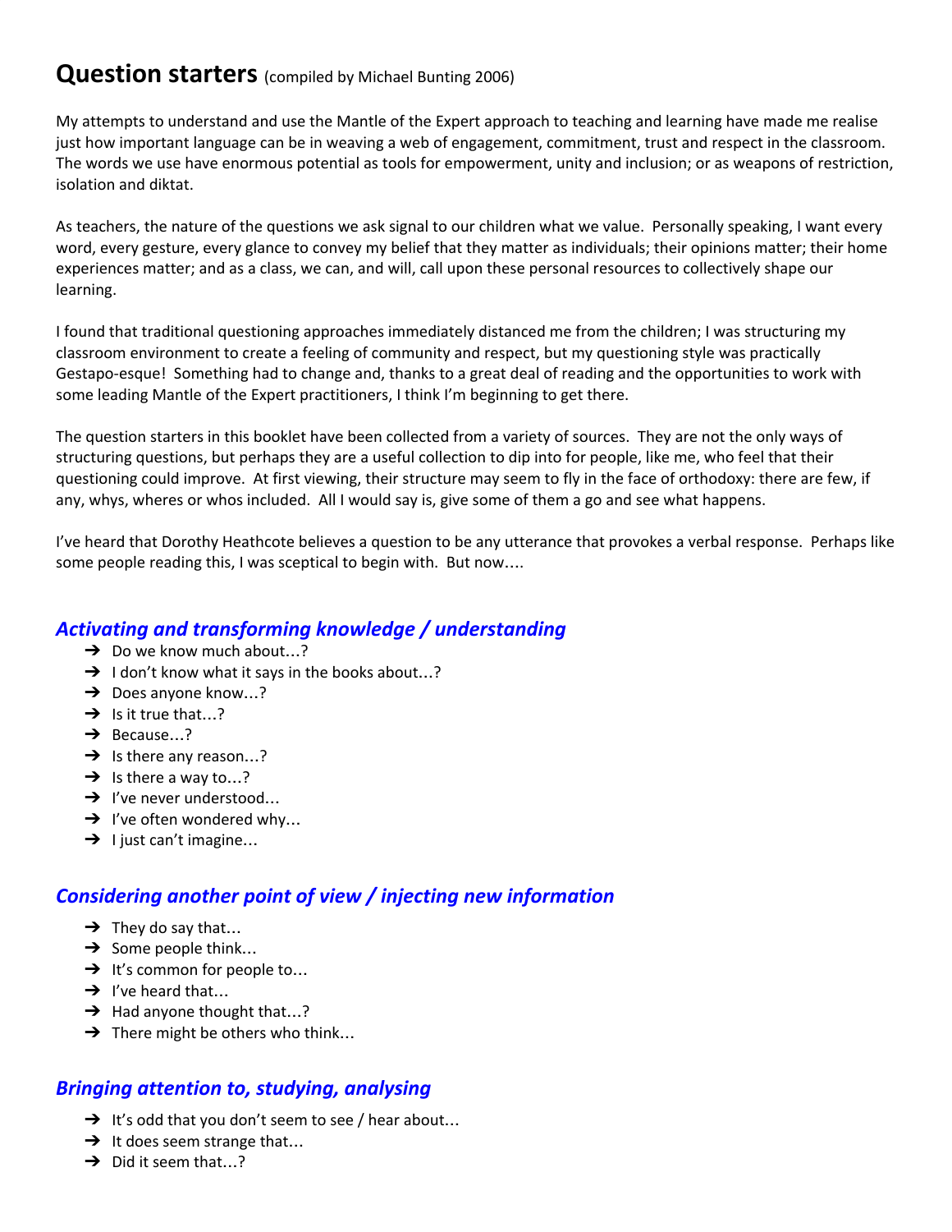# Question starters (compiled by Michael Bunting 2006)

My attempts to understand and use the Mantle of the Expert approach to teaching and learning have made me realise just how important language can be in weaving a web of engagement, commitment, trust and respect in the classroom. The words we use have enormous potential as tools for empowerment, unity and inclusion; or as weapons of restriction, isolation and diktat.

As teachers, the nature of the questions we ask signal to our children what we value. Personally speaking, I want every word, every gesture, every glance to convey my belief that they matter as individuals; their opinions matter; their home experiences matter; and as a class, we can, and will, call upon these personal resources to collectively shape our learning.

I found that traditional questioning approaches immediately distanced me from the children; I was structuring my classroom environment to create a feeling of community and respect, but my questioning style was practically Gestapo-esque! Something had to change and, thanks to a great deal of reading and the opportunities to work with some leading Mantle of the Expert practitioners, I think I'm beginning to get there.

The question starters in this booklet have been collected from a variety of sources. They are not the only ways of structuring questions, but perhaps they are a useful collection to dip into for people, like me, who feel that their questioning could improve. At first viewing, their structure may seem to fly in the face of orthodoxy: there are few, if any, whys, wheres or whos included. All I would say is, give some of them a go and see what happens.

I've heard that Dorothy Heathcote believes a question to be any utterance that provokes a verbal response. Perhaps like some people reading this, I was sceptical to begin with. But now….

## *Activating and transforming knowledge / understanding*

- Do we know much about…?
- I don't know what it says in the books about…?
- Does anyone know…?
- Is it true that…?
- Because…?
- Is there any reason…?
- Is there a way to…?
- I've never understood…
- I've often wondered why…
- I just can't imagine…

## *Considering another point of view / injecting new information*

- They do say that…
- Some people think…
- It's common for people to…
- I've heard that…
- Had anyone thought that…?
- There might be others who think…

## *Bringing attention to, studying, analysing*

- It's odd that you don't seem to see / hear about…
- It does seem strange that…
- Did it seem that…?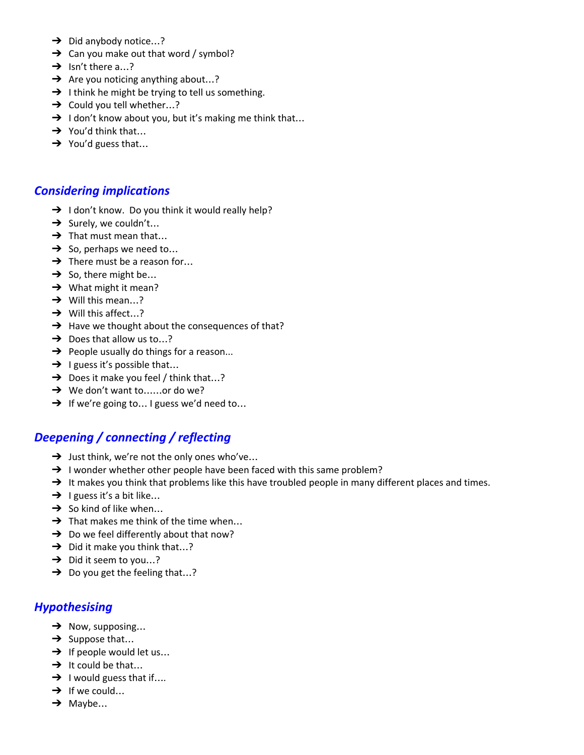- ➔ Did anybody notice…?
- ➔ Can you make out that word / symbol?
- ➔ Isn't there a…?
- ➔ Are you noticing anything about…?
- ➔ I think he might be trying to tell us something.
- ➔ Could you tell whether…?
- ➔ I don't know about you, but it's making me think that…
- ➔ You'd think that…
- ➔ You'd guess that…

## *Considering implications*

- ➔ I don't know. Do you think it would really help?
- ➔ Surely, we couldn't…
- ➔ That must mean that…
- ➔ So, perhaps we need to…
- ➔ There must be a reason for…
- ➔ So, there might be…
- ➔ What might it mean?
- ➔ Will this mean…?
- ➔ Will this affect…?
- ➔ Have we thought about the consequences of that?
- ➔ Does that allow us to…?
- ➔ People usually do things for a reason...
- ➔ I guess it's possible that…
- ➔ Does it make you feel / think that…?
- ➔ We don't want to……or do we?
- ➔ If we're going to… I guess we'd need to…

## *Deepening / connecting / reflecting*

- ➔ Just think, we're not the only ones who've…
- ➔ I wonder whether other people have been faced with this same problem?
- ➔ It makes you think that problems like this have troubled people in many different places and times.
- ➔ I guess it's a bit like…
- ➔ So kind of like when…
- ➔ That makes me think of the time when…
- ➔ Do we feel differently about that now?
- ➔ Did it make you think that…?
- ➔ Did it seem to you…?
- ➔ Do you get the feeling that…?

## *Hypothesising*

- ➔ Now, supposing…
- ➔ Suppose that…
- ➔ If people would let us…
- ➔ It could be that…
- ➔ I would guess that if….
- ➔ If we could…
- ➔ Maybe…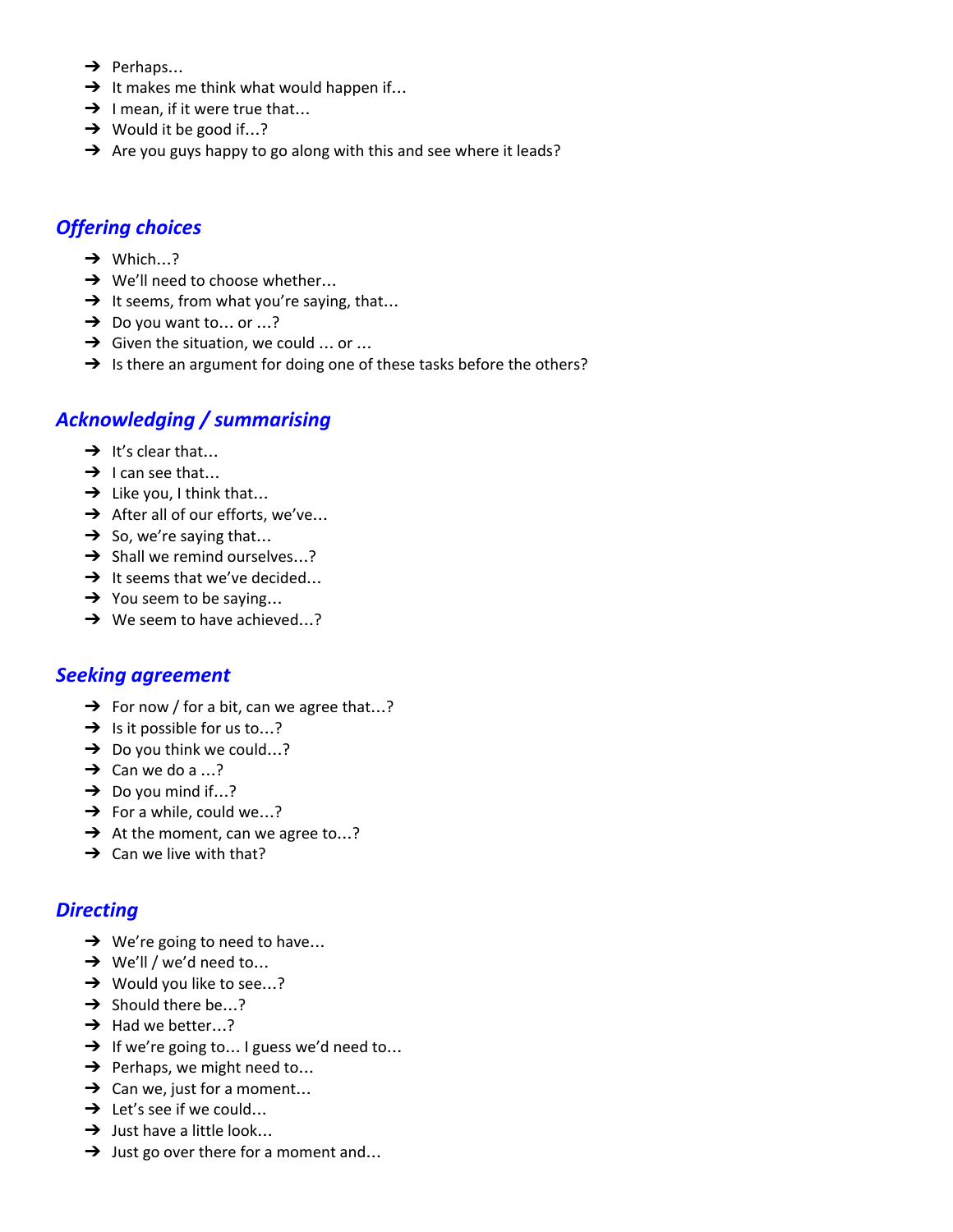- Perhaps…
- It makes me think what would happen if…
- I mean, if it were true that…
- Would it be good if…?
- Are you guys happy to go along with this and see where it leads?

## *Offering choices*

- Which…?
- We'll need to choose whether…
- It seems, from what you're saying, that…
- Do you want to… or …?
- Given the situation, we could … or …
- Is there an argument for doing one of these tasks before the others?

## *Acknowledging / summarising*

- It's clear that…
- I can see that…
- Like you, I think that…
- After all of our efforts, we've…
- So, we're saying that…
- Shall we remind ourselves…?
- It seems that we've decided…
- You seem to be saying…
- We seem to have achieved…?

## *Seeking agreement*

- For now / for a bit, can we agree that…?
- Is it possible for us to…?
- Do you think we could…?
- Can we do a …?
- Do you mind if…?
- For a while, could we…?
- At the moment, can we agree to…?
- Can we live with that?

## *Directing*

- We're going to need to have…
- We'll / we'd need to…
- Would you like to see…?
- Should there be…?
- Had we better…?
- If we're going to… I guess we'd need to…
- Perhaps, we might need to…
- Can we, just for a moment…
- Let's see if we could…
- Just have a little look…
- Just go over there for a moment and…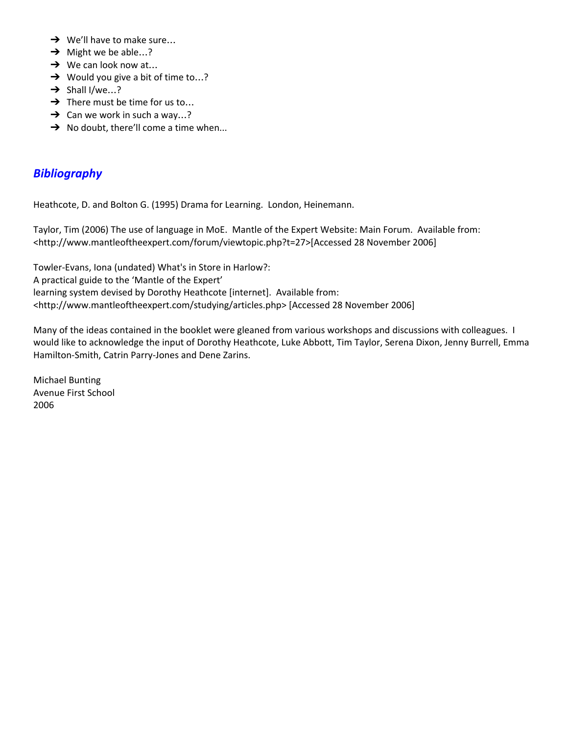- → We'll have to make sure…
- → Might we be able…?
- → We can look now at…
- → Would you give a bit of time to…?
- → Shall I/we…?
- → There must be time for us to…
- → Can we work in such a way…?
- → No doubt, there'll come a time when...

## *Bibliography*

Heathcote, D. and Bolton G. (1995) Drama for Learning. London, Heinemann.

Taylor, Tim (2006) The use of language in MoE. Mantle of the Expert Website: Main Forum. Available from: <http://www.mantleoftheexpert.com/forum/viewtopic.php?t=27>[Accessed 28 November 2006]

Towler-Evans, Iona (undated) What's in Store in Harlow?:
A practical guide to the 'Mantle of the Expert'
learning system devised by Dorothy Heathcote [internet]. Available from:
<http://www.mantleoftheexpert.com/studying/articles.php> [Accessed 28 November 2006]

Many of the ideas contained in the booklet were gleaned from various workshops and discussions with colleagues. I would like to acknowledge the input of Dorothy Heathcote, Luke Abbott, Tim Taylor, Serena Dixon, Jenny Burrell, Emma Hamilton-Smith, Catrin Parry-Jones and Dene Zarins.

Michael Bunting
Avenue First School
2006